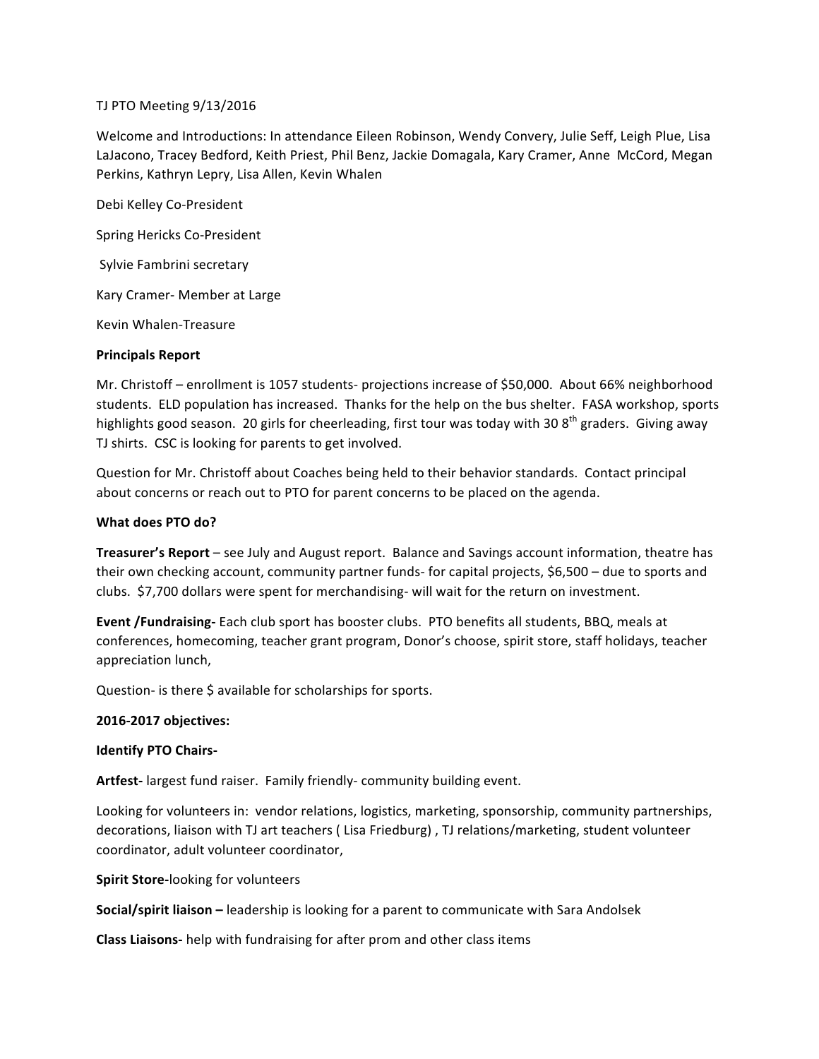TJ PTO Meeting 9/13/2016

Welcome and Introductions: In attendance Eileen Robinson, Wendy Convery, Julie Seff, Leigh Plue, Lisa LaJacono, Tracey Bedford, Keith Priest, Phil Benz, Jackie Domagala, Kary Cramer, Anne McCord, Megan Perkins, Kathryn Lepry, Lisa Allen, Kevin Whalen

Debi Kelley Co-President

Spring Hericks Co-President

Sylvie Fambrini secretary

Kary Cramer- Member at Large

Kevin Whalen-Treasure

**Principals Report**

Mr. Christoff – enrollment is 1057 students- projections increase of $50,000. About 66% neighborhood students. ELD population has increased. Thanks for the help on the bus shelter. FASA workshop, sports highlights good season. 20 girls for cheerleading, first tour was today with 30 8th graders. Giving away TJ shirts. CSC is looking for parents to get involved.

Question for Mr. Christoff about Coaches being held to their behavior standards. Contact principal about concerns or reach out to PTO for parent concerns to be placed on the agenda.

**What does PTO do?**

**Treasurer's Report** – see July and August report. Balance and Savings account information, theatre has their own checking account, community partner funds- for capital projects, $6,500 – due to sports and clubs. $7,700 dollars were spent for merchandising- will wait for the return on investment.

**Event /Fundraising-** Each club sport has booster clubs. PTO benefits all students, BBQ, meals at conferences, homecoming, teacher grant program, Donor's choose, spirit store, staff holidays, teacher appreciation lunch,

Question- is there $ available for scholarships for sports.

**2016-2017 objectives:**

**Identify PTO Chairs-**

**Artfest-** largest fund raiser. Family friendly- community building event.

Looking for volunteers in: vendor relations, logistics, marketing, sponsorship, community partnerships, decorations, liaison with TJ art teachers ( Lisa Friedburg) , TJ relations/marketing, student volunteer coordinator, adult volunteer coordinator,

**Spirit Store-**looking for volunteers

**Social/spirit liaison –** leadership is looking for a parent to communicate with Sara Andolsek

**Class Liaisons-** help with fundraising for after prom and other class items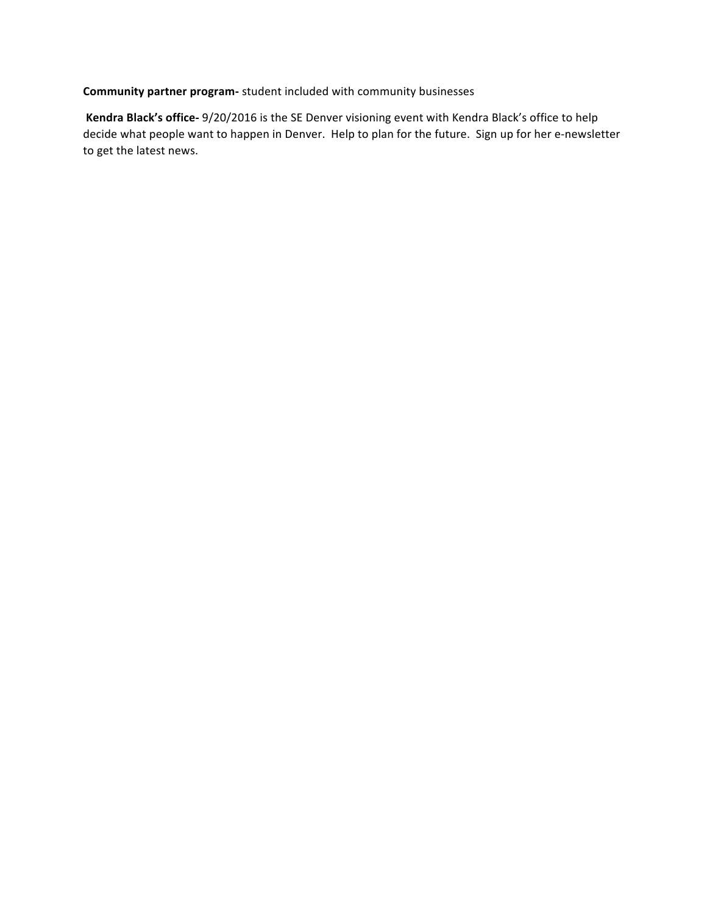**Community partner program-** student included with community businesses

**Kendra Black's office-** 9/20/2016 is the SE Denver visioning event with Kendra Black's office to help decide what people want to happen in Denver. Help to plan for the future. Sign up for her e-newsletter to get the latest news.